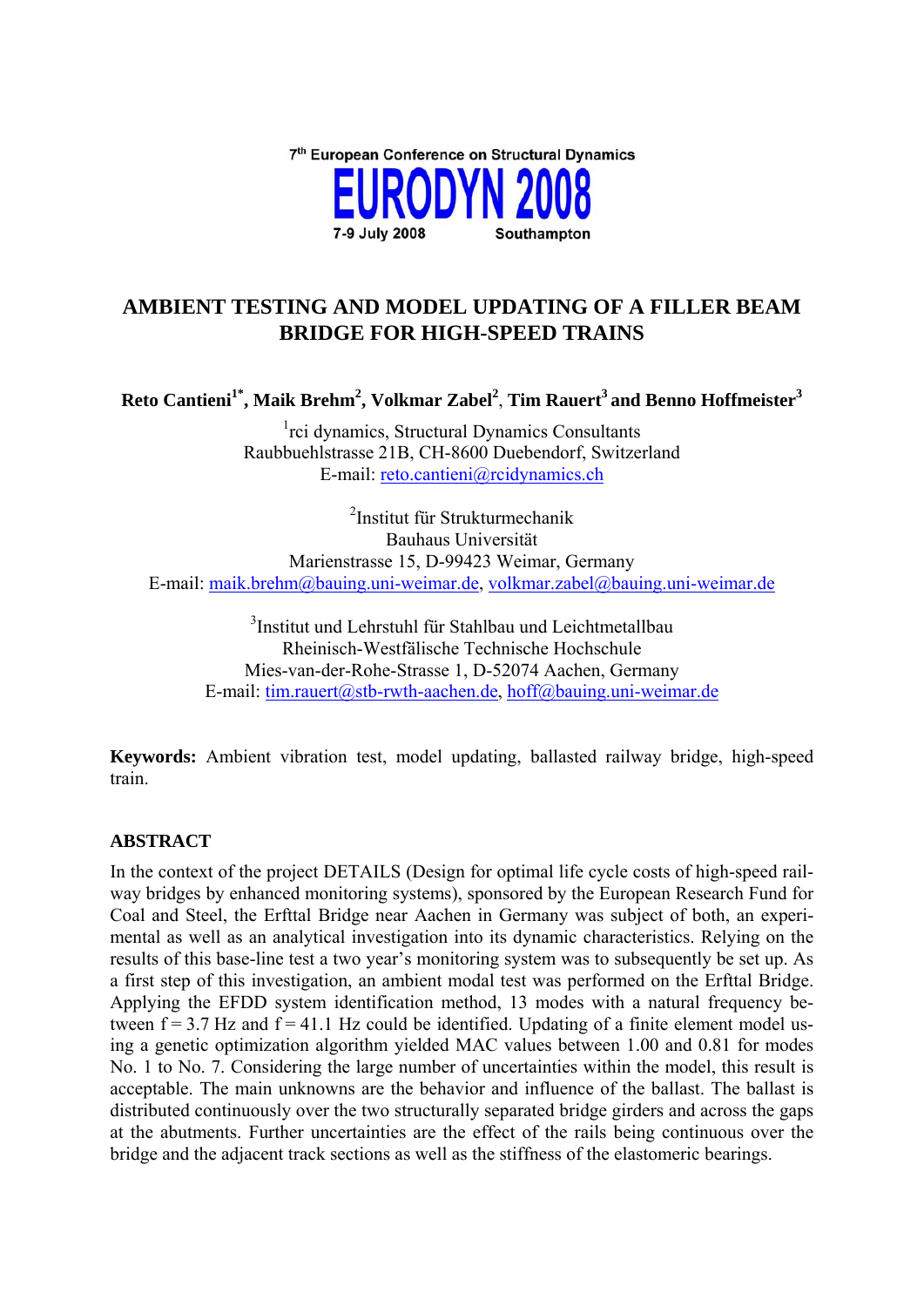7[th] European Conference on Structural Dynamics

**EURODYN 2008**

7-9 July 2008 Southampton

# AMBIENT TESTING AND MODEL UPDATING OF A FILLER BEAM BRIDGE FOR HIGH-SPEED TRAINS

**Reto Cantieni[1*], Maik Brehm[2], Volkmar Zabel[2], Tim Rauert[3] and Benno Hoffmeister[3]**

[1]rci dynamics, Structural Dynamics Consultants
Raubbuehlstrasse 21B, CH-8600 Duebendorf, Switzerland
E-mail: reto.cantieni@rcidynamics.ch

[2]Institut für Strukturmechanik
Bauhaus Universität
Marienstrasse 15, D-99423 Weimar, Germany
E-mail: maik.brehm@bauing.uni-weimar.de, volkmar.zabel@bauing.uni-weimar.de

[3]Institut und Lehrstuhl für Stahlbau und Leichtmetallbau
Rheinisch-Westfälische Technische Hochschule
Mies-van-der-Rohe-Strasse 1, D-52074 Aachen, Germany
E-mail: tim.rauert@stb-rwth-aachen.de, hoff@bauing.uni-weimar.de

**Keywords:** Ambient vibration test, model updating, ballasted railway bridge, high-speed train.

## ABSTRACT

In the context of the project DETAILS (Design for optimal life cycle costs of high-speed railway bridges by enhanced monitoring systems), sponsored by the European Research Fund for Coal and Steel, the Erfttal Bridge near Aachen in Germany was subject of both, an experimental as well as an analytical investigation into its dynamic characteristics. Relying on the results of this base-line test a two year's monitoring system was to subsequently be set up. As a first step of this investigation, an ambient modal test was performed on the Erfttal Bridge. Applying the EFDD system identification method, 13 modes with a natural frequency between f = 3.7 Hz and f = 41.1 Hz could be identified. Updating of a finite element model using a genetic optimization algorithm yielded MAC values between 1.00 and 0.81 for modes No. 1 to No. 7. Considering the large number of uncertainties within the model, this result is acceptable. The main unknowns are the behavior and influence of the ballast. The ballast is distributed continuously over the two structurally separated bridge girders and across the gaps at the abutments. Further uncertainties are the effect of the rails being continuous over the bridge and the adjacent track sections as well as the stiffness of the elastomeric bearings.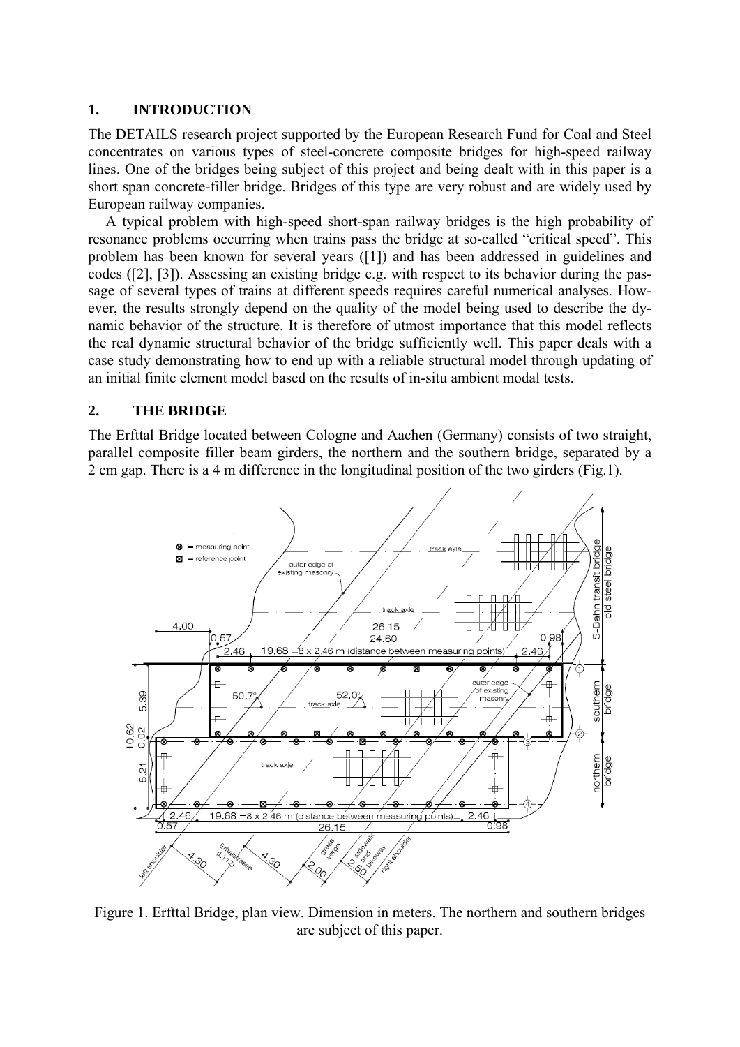## 1. INTRODUCTION

The DETAILS research project supported by the European Research Fund for Coal and Steel concentrates on various types of steel-concrete composite bridges for high-speed railway lines. One of the bridges being subject of this project and being dealt with in this paper is a short span concrete-filler bridge. Bridges of this type are very robust and are widely used by European railway companies.

A typical problem with high-speed short-span railway bridges is the high probability of resonance problems occurring when trains pass the bridge at so-called "critical speed". This problem has been known for several years ([1]) and has been addressed in guidelines and codes ([2], [3]). Assessing an existing bridge e.g. with respect to its behavior during the passage of several types of trains at different speeds requires careful numerical analyses. However, the results strongly depend on the quality of the model being used to describe the dynamic behavior of the structure. It is therefore of utmost importance that this model reflects the real dynamic structural behavior of the bridge sufficiently well. This paper deals with a case study demonstrating how to end up with a reliable structural model through updating of an initial finite element model based on the results of in-situ ambient modal tests.

## 2. THE BRIDGE

The Erfttal Bridge located between Cologne and Aachen (Germany) consists of two straight, parallel composite filler beam girders, the northern and the southern bridge, separated by a 2 cm gap. There is a 4 m difference in the longitudinal position of the two girders (Fig.1).

Figure 1. Erfttal Bridge, plan view. Dimension in meters. The northern and southern bridges are subject of this paper.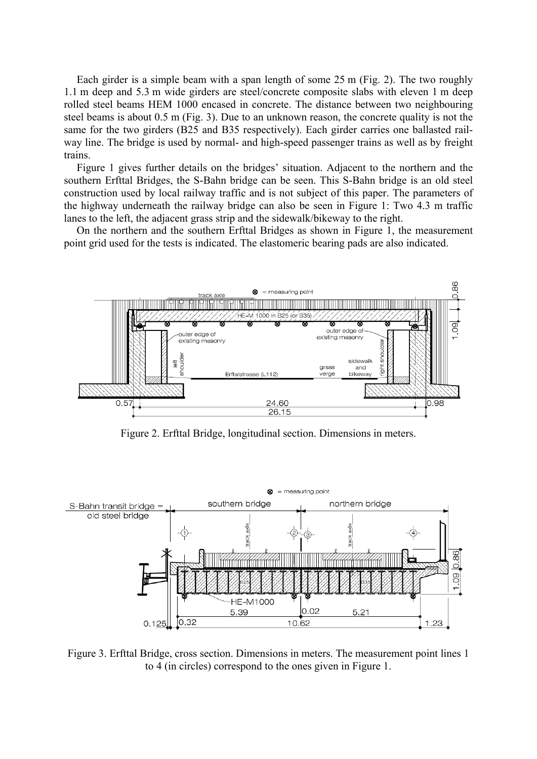Each girder is a simple beam with a span length of some 25 m (Fig. 2). The two roughly 1.1 m deep and 5.3 m wide girders are steel/concrete composite slabs with eleven 1 m deep rolled steel beams HEM 1000 encased in concrete. The distance between two neighbouring steel beams is about 0.5 m (Fig. 3). Due to an unknown reason, the concrete quality is not the same for the two girders (B25 and B35 respectively). Each girder carries one ballasted railway line. The bridge is used by normal- and high-speed passenger trains as well as by freight trains.

Figure 1 gives further details on the bridges' situation. Adjacent to the northern and the southern Erfttal Bridges, the S-Bahn bridge can be seen. This S-Bahn bridge is an old steel construction used by local railway traffic and is not subject of this paper. The parameters of the highway underneath the railway bridge can also be seen in Figure 1: Two 4.3 m traffic lanes to the left, the adjacent grass strip and the sidewalk/bikeway to the right.

On the northern and the southern Erfttal Bridges as shown in Figure 1, the measurement point grid used for the tests is indicated. The elastomeric bearing pads are also indicated.

Figure 2. Erfttal Bridge, longitudinal section. Dimensions in meters.

Figure 3. Erfttal Bridge, cross section. Dimensions in meters. The measurement point lines 1 to 4 (in circles) correspond to the ones given in Figure 1.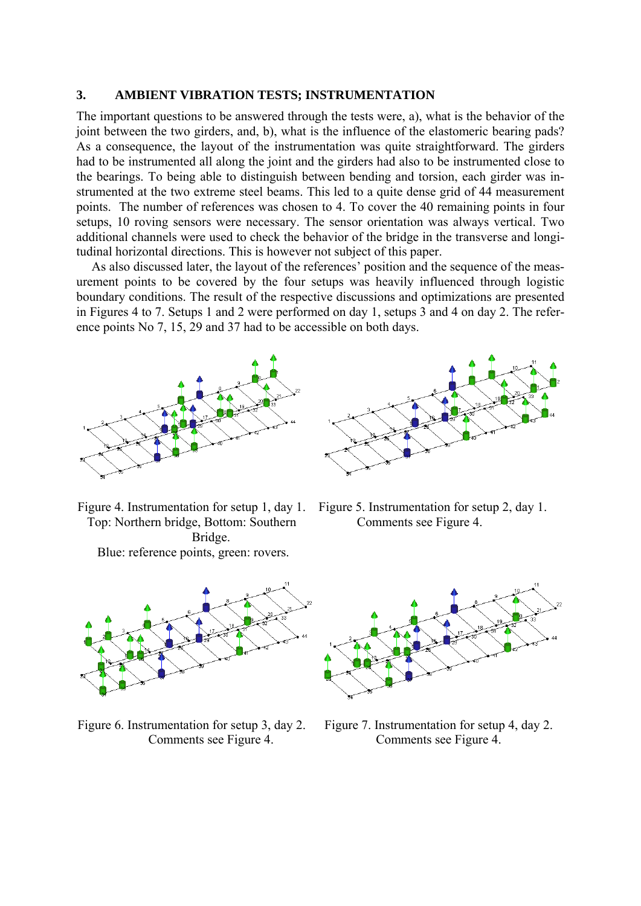## 3. AMBIENT VIBRATION TESTS; INSTRUMENTATION

The important questions to be answered through the tests were, a), what is the behavior of the joint between the two girders, and, b), what is the influence of the elastomeric bearing pads? As a consequence, the layout of the instrumentation was quite straightforward. The girders had to be instrumented all along the joint and the girders had also to be instrumented close to the bearings. To being able to distinguish between bending and torsion, each girder was instrumented at the two extreme steel beams. This led to a quite dense grid of 44 measurement points. The number of references was chosen to 4. To cover the 40 remaining points in four setups, 10 roving sensors were necessary. The sensor orientation was always vertical. Two additional channels were used to check the behavior of the bridge in the transverse and longitudinal horizontal directions. This is however not subject of this paper.

As also discussed later, the layout of the references' position and the sequence of the measurement points to be covered by the four setups was heavily influenced through logistic boundary conditions. The result of the respective discussions and optimizations are presented in Figures 4 to 7. Setups 1 and 2 were performed on day 1, setups 3 and 4 on day 2. The reference points No 7, 15, 29 and 37 had to be accessible on both days.

Figure 4. Instrumentation for setup 1, day 1. Top: Northern bridge, Bottom: Southern Bridge. Blue: reference points, green: rovers.

Figure 5. Instrumentation for setup 2, day 1. Comments see Figure 4.

Figure 6. Instrumentation for setup 3, day 2. Comments see Figure 4.

Figure 7. Instrumentation for setup 4, day 2. Comments see Figure 4.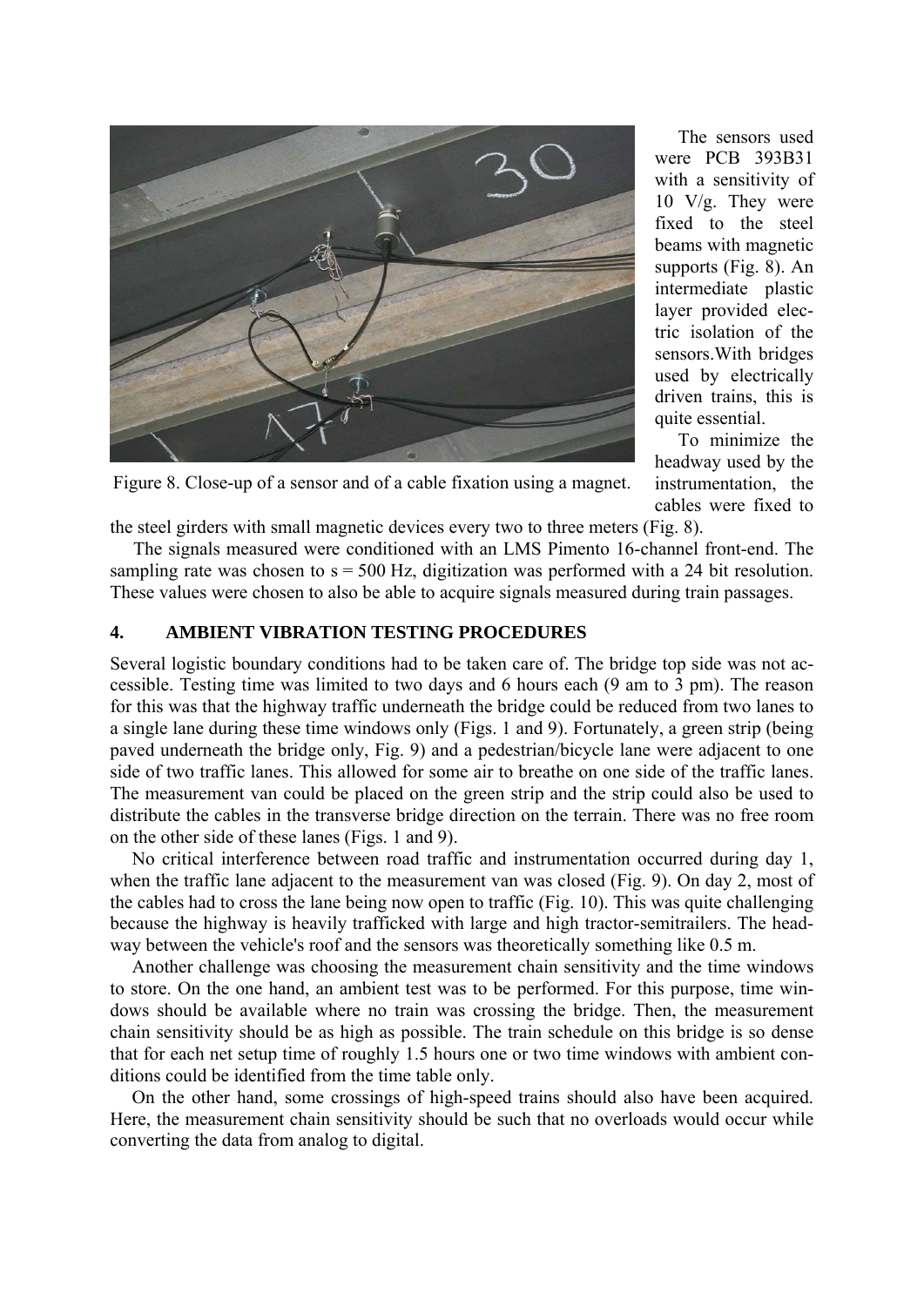Figure 8. Close-up of a sensor and of a cable fixation using a magnet.

The sensors used were PCB 393B31 with a sensitivity of 10 V/g. They were fixed to the steel beams with magnetic supports (Fig. 8). An intermediate plastic layer provided electric isolation of the sensors.With bridges used by electrically driven trains, this is quite essential.

To minimize the headway used by the instrumentation, the cables were fixed to the steel girders with small magnetic devices every two to three meters (Fig. 8).

The signals measured were conditioned with an LMS Pimento 16-channel front-end. The sampling rate was chosen to s = 500 Hz, digitization was performed with a 24 bit resolution. These values were chosen to also be able to acquire signals measured during train passages.

## 4. AMBIENT VIBRATION TESTING PROCEDURES

Several logistic boundary conditions had to be taken care of. The bridge top side was not accessible. Testing time was limited to two days and 6 hours each (9 am to 3 pm). The reason for this was that the highway traffic underneath the bridge could be reduced from two lanes to a single lane during these time windows only (Figs. 1 and 9). Fortunately, a green strip (being paved underneath the bridge only, Fig. 9) and a pedestrian/bicycle lane were adjacent to one side of two traffic lanes. This allowed for some air to breathe on one side of the traffic lanes. The measurement van could be placed on the green strip and the strip could also be used to distribute the cables in the transverse bridge direction on the terrain. There was no free room on the other side of these lanes (Figs. 1 and 9).

No critical interference between road traffic and instrumentation occurred during day 1, when the traffic lane adjacent to the measurement van was closed (Fig. 9). On day 2, most of the cables had to cross the lane being now open to traffic (Fig. 10). This was quite challenging because the highway is heavily trafficked with large and high tractor-semitrailers. The headway between the vehicle's roof and the sensors was theoretically something like 0.5 m.

Another challenge was choosing the measurement chain sensitivity and the time windows to store. On the one hand, an ambient test was to be performed. For this purpose, time windows should be available where no train was crossing the bridge. Then, the measurement chain sensitivity should be as high as possible. The train schedule on this bridge is so dense that for each net setup time of roughly 1.5 hours one or two time windows with ambient conditions could be identified from the time table only.

On the other hand, some crossings of high-speed trains should also have been acquired. Here, the measurement chain sensitivity should be such that no overloads would occur while converting the data from analog to digital.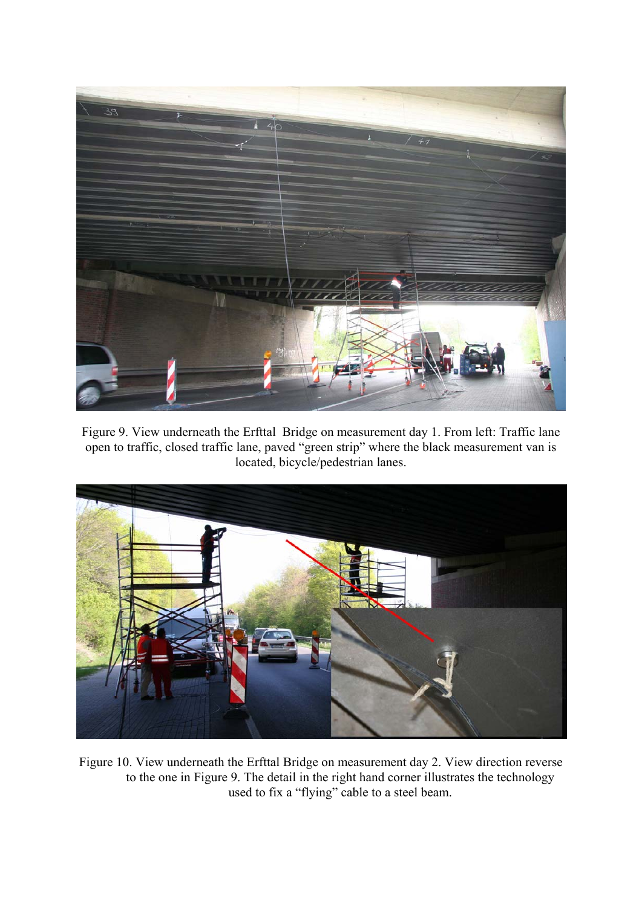Figure 9. View underneath the Erfttal Bridge on measurement day 1. From left: Traffic lane open to traffic, closed traffic lane, paved “green strip” where the black measurement van is located, bicycle/pedestrian lanes.

Figure 10. View underneath the Erfttal Bridge on measurement day 2. View direction reverse to the one in Figure 9. The detail in the right hand corner illustrates the technology used to fix a “flying” cable to a steel beam.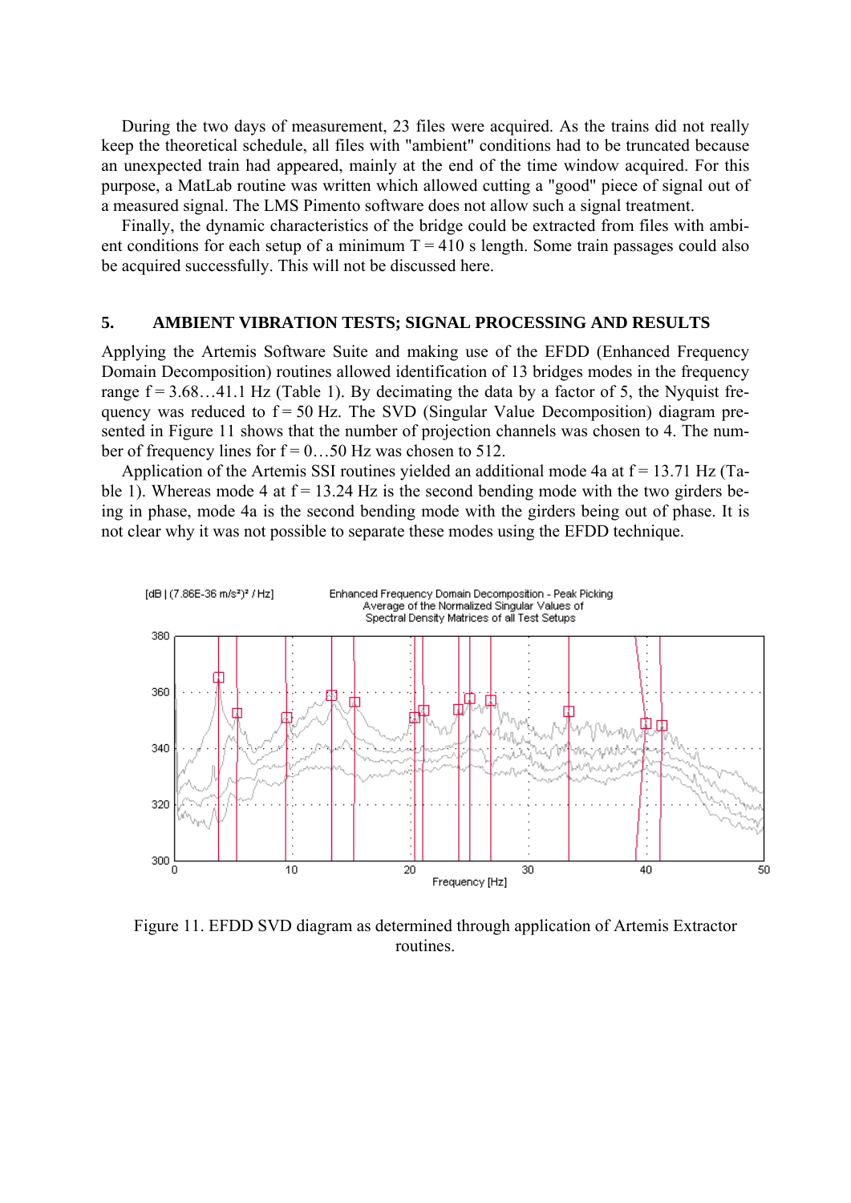During the two days of measurement, 23 files were acquired. As the trains did not really keep the theoretical schedule, all files with "ambient" conditions had to be truncated because an unexpected train had appeared, mainly at the end of the time window acquired. For this purpose, a MatLab routine was written which allowed cutting a "good" piece of signal out of a measured signal. The LMS Pimento software does not allow such a signal treatment.

Finally, the dynamic characteristics of the bridge could be extracted from files with ambient conditions for each setup of a minimum T = 410 s length. Some train passages could also be acquired successfully. This will not be discussed here.

## 5. AMBIENT VIBRATION TESTS; SIGNAL PROCESSING AND RESULTS

Applying the Artemis Software Suite and making use of the EFDD (Enhanced Frequency Domain Decomposition) routines allowed identification of 13 bridges modes in the frequency range f = 3.68…41.1 Hz (Table 1). By decimating the data by a factor of 5, the Nyquist frequency was reduced to f = 50 Hz. The SVD (Singular Value Decomposition) diagram presented in Figure 11 shows that the number of projection channels was chosen to 4. The number of frequency lines for f = 0…50 Hz was chosen to 512.

Application of the Artemis SSI routines yielded an additional mode 4a at f = 13.71 Hz (Table 1). Whereas mode 4 at f = 13.24 Hz is the second bending mode with the two girders being in phase, mode 4a is the second bending mode with the girders being out of phase. It is not clear why it was not possible to separate these modes using the EFDD technique.

Figure 11. EFDD SVD diagram as determined through application of Artemis Extractor routines.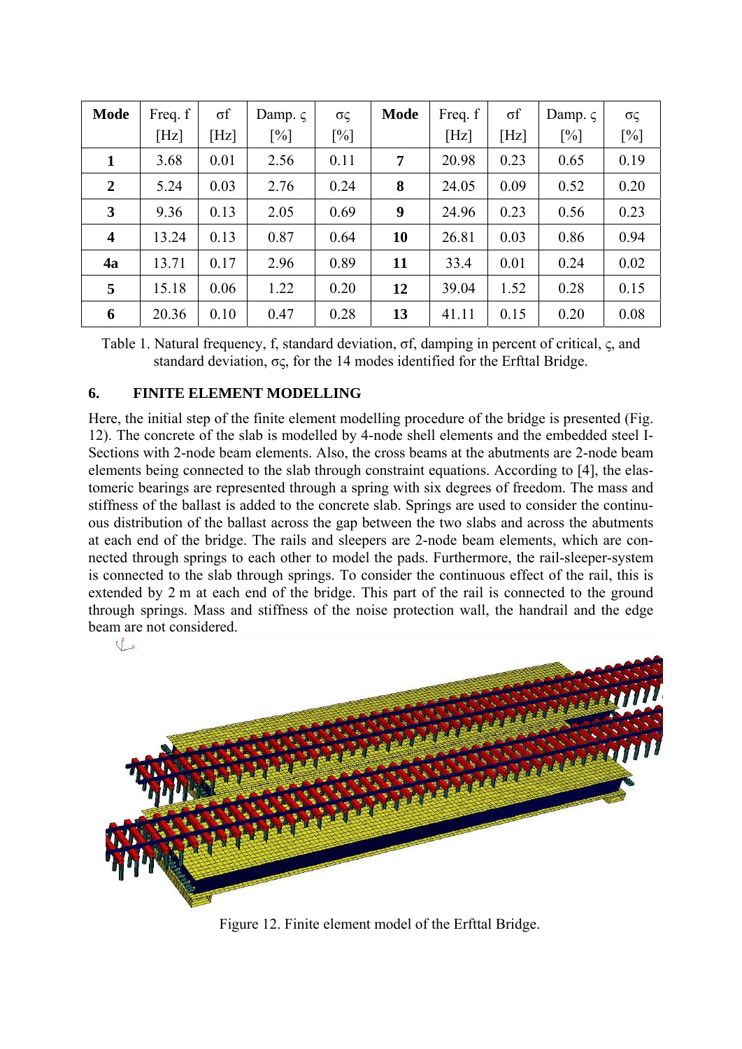| Mode | Freq. f [Hz] | σf [Hz] | Damp. ς [%] | σς [%] | Mode | Freq. f [Hz] | σf [Hz] | Damp. ς [%] | σς [%] |
|---|---|---|---|---|---|---|---|---|---|
| **1** | 3.68 | 0.01 | 2.56 | 0.11 | **7** | 20.98 | 0.23 | 0.65 | 0.19 |
| **2** | 5.24 | 0.03 | 2.76 | 0.24 | **8** | 24.05 | 0.09 | 0.52 | 0.20 |
| **3** | 9.36 | 0.13 | 2.05 | 0.69 | **9** | 24.96 | 0.23 | 0.56 | 0.23 |
| **4** | 13.24 | 0.13 | 0.87 | 0.64 | **10** | 26.81 | 0.03 | 0.86 | 0.94 |
| **4a** | 13.71 | 0.17 | 2.96 | 0.89 | **11** | 33.4 | 0.01 | 0.24 | 0.02 |
| **5** | 15.18 | 0.06 | 1.22 | 0.20 | **12** | 39.04 | 1.52 | 0.28 | 0.15 |
| **6** | 20.36 | 0.10 | 0.47 | 0.28 | **13** | 41.11 | 0.15 | 0.20 | 0.08 |

Table 1. Natural frequency, f, standard deviation, σf, damping in percent of critical, ς, and standard deviation, σς, for the 14 modes identified for the Erfttal Bridge.

## 6. FINITE ELEMENT MODELLING

Here, the initial step of the finite element modelling procedure of the bridge is presented (Fig. 12). The concrete of the slab is modelled by 4-node shell elements and the embedded steel I-Sections with 2-node beam elements. Also, the cross beams at the abutments are 2-node beam elements being connected to the slab through constraint equations. According to [4], the elastomeric bearings are represented through a spring with six degrees of freedom. The mass and stiffness of the ballast is added to the concrete slab. Springs are used to consider the continuous distribution of the ballast across the gap between the two slabs and across the abutments at each end of the bridge. The rails and sleepers are 2-node beam elements, which are connected through springs to each other to model the pads. Furthermore, the rail-sleeper-system is connected to the slab through springs. To consider the continuous effect of the rail, this is extended by 2 m at each end of the bridge. This part of the rail is connected to the ground through springs. Mass and stiffness of the noise protection wall, the handrail and the edge beam are not considered.

Figure 12. Finite element model of the Erfttal Bridge.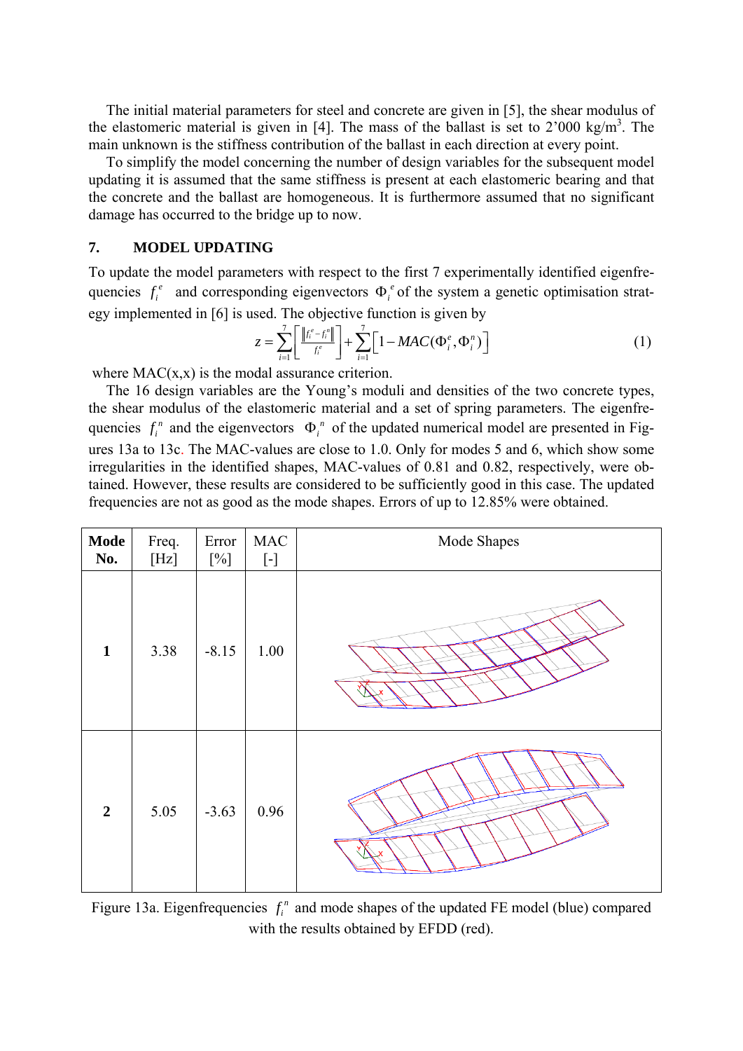The initial material parameters for steel and concrete are given in [5], the shear modulus of the elastomeric material is given in [4]. The mass of the ballast is set to 2'000 kg/m$^3$. The main unknown is the stiffness contribution of the ballast in each direction at every point.

To simplify the model concerning the number of design variables for the subsequent model updating it is assumed that the same stiffness is present at each elastomeric bearing and that the concrete and the ballast are homogeneous. It is furthermore assumed that no significant damage has occurred to the bridge up to now.

## 7. MODEL UPDATING

To update the model parameters with respect to the first 7 experimentally identified eigenfrequencies $f_i^e$ and corresponding eigenvectors $\Phi_i^e$ of the system a genetic optimisation strategy implemented in [6] is used. The objective function is given by

$$z = \sum_{i=1}^{7}\left[\frac{\left\| f_i^e - f_i^n \right\|}{f_i^e}\right] + \sum_{i=1}^{7}\left[1 - MAC(\Phi_i^e, \Phi_i^n)\right] \tag{1}$$

where MAC(x,x) is the modal assurance criterion.

The 16 design variables are the Young's moduli and densities of the two concrete types, the shear modulus of the elastomeric material and a set of spring parameters. The eigenfrequencies $f_i^n$ and the eigenvectors $\Phi_i^n$ of the updated numerical model are presented in Figures 13a to 13c. The MAC-values are close to 1.0. Only for modes 5 and 6, which show some irregularities in the identified shapes, MAC-values of 0.81 and 0.82, respectively, were obtained. However, these results are considered to be sufficiently good in this case. The updated frequencies are not as good as the mode shapes. Errors of up to 12.85% were obtained.

| Mode No. | Freq. [Hz] | Error [%] | MAC [-] | Mode Shapes |
|---|---|---|---|---|
| 1 | 3.38 | -8.15 | 1.00 | |
| 2 | 5.05 | -3.63 | 0.96 | |

Figure 13a. Eigenfrequencies $f_i^n$ and mode shapes of the updated FE model (blue) compared with the results obtained by EFDD (red).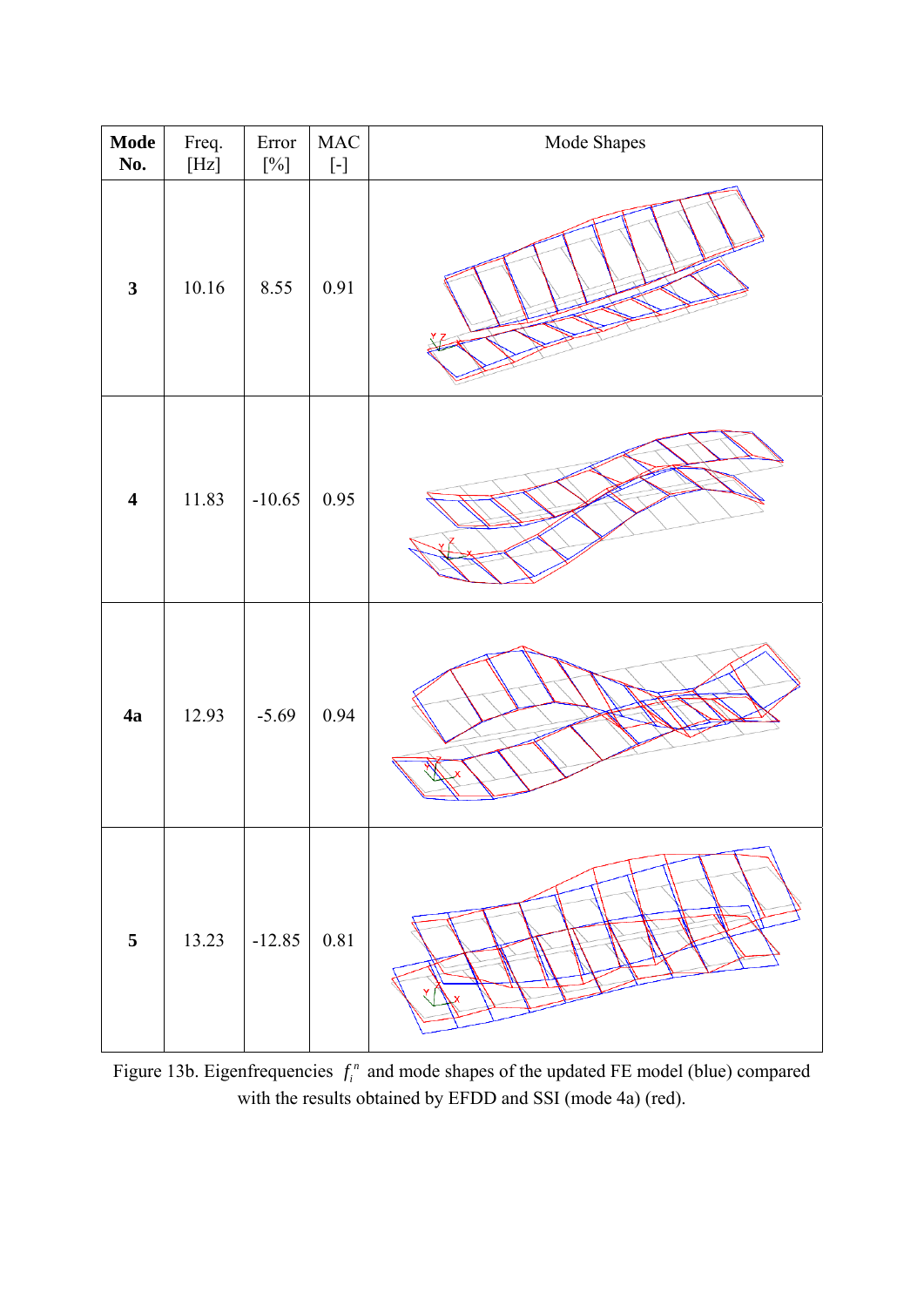| Mode No. | Freq. [Hz] | Error [%] | MAC [-] | Mode Shapes |
|---|---|---|---|---|
| **3** | 10.16 | 8.55 | 0.91 | |
| **4** | 11.83 | -10.65 | 0.95 | |
| **4a** | 12.93 | -5.69 | 0.94 | |
| **5** | 13.23 | -12.85 | 0.81 | |

Figure 13b. Eigenfrequencies $f_i^n$ and mode shapes of the updated FE model (blue) compared with the results obtained by EFDD and SSI (mode 4a) (red).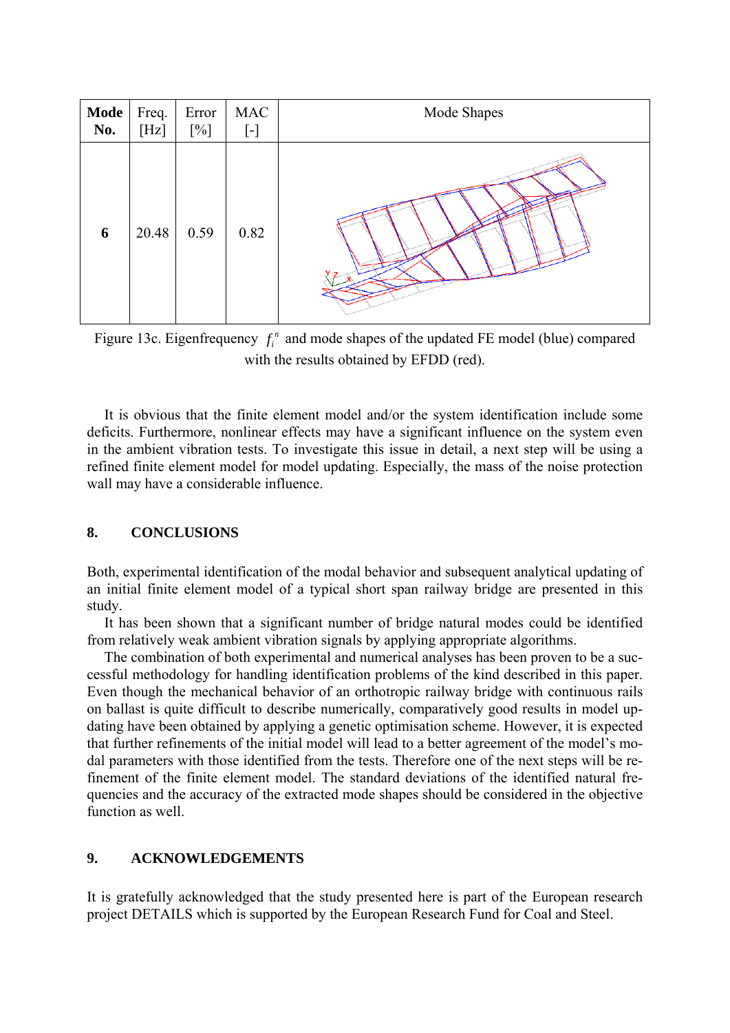| **Mode No.** | Freq. [Hz] | Error [%] | MAC [-] | Mode Shapes |
|---|---|---|---|---|
| **6** | 20.48 | 0.59 | 0.82 | |

Figure 13c. Eigenfrequency $f_i^n$ and mode shapes of the updated FE model (blue) compared with the results obtained by EFDD (red).

It is obvious that the finite element model and/or the system identification include some deficits. Furthermore, nonlinear effects may have a significant influence on the system even in the ambient vibration tests. To investigate this issue in detail, a next step will be using a refined finite element model for model updating. Especially, the mass of the noise protection wall may have a considerable influence.

## 8. CONCLUSIONS

Both, experimental identification of the modal behavior and subsequent analytical updating of an initial finite element model of a typical short span railway bridge are presented in this study.

It has been shown that a significant number of bridge natural modes could be identified from relatively weak ambient vibration signals by applying appropriate algorithms.

The combination of both experimental and numerical analyses has been proven to be a successful methodology for handling identification problems of the kind described in this paper. Even though the mechanical behavior of an orthotropic railway bridge with continuous rails on ballast is quite difficult to describe numerically, comparatively good results in model updating have been obtained by applying a genetic optimisation scheme. However, it is expected that further refinements of the initial model will lead to a better agreement of the model's modal parameters with those identified from the tests. Therefore one of the next steps will be refinement of the finite element model. The standard deviations of the identified natural frequencies and the accuracy of the extracted mode shapes should be considered in the objective function as well.

## 9. ACKNOWLEDGEMENTS

It is gratefully acknowledged that the study presented here is part of the European research project DETAILS which is supported by the European Research Fund for Coal and Steel.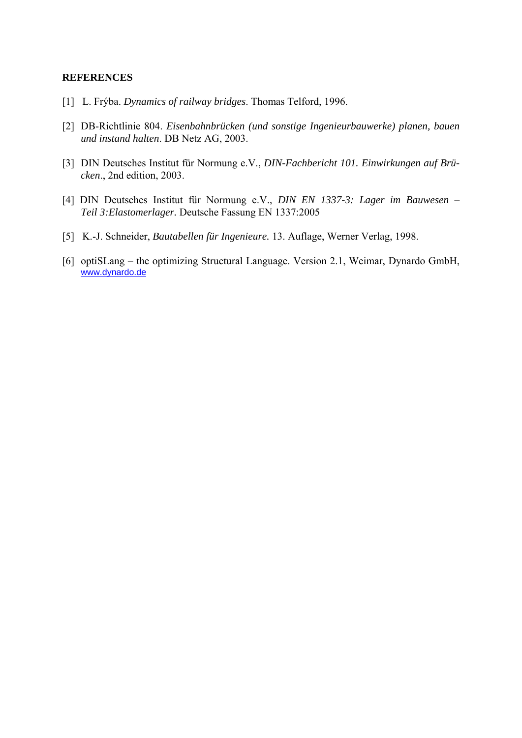**REFERENCES**

[1] L. Frýba. *Dynamics of railway bridges*. Thomas Telford, 1996.

[2] DB-Richtlinie 804. *Eisenbahnbrücken (und sonstige Ingenieurbauwerke) planen, bauen und instand halten*. DB Netz AG, 2003.

[3] DIN Deutsches Institut für Normung e.V., *DIN-Fachbericht 101. Einwirkungen auf Brücken*., 2nd edition, 2003.

[4] DIN Deutsches Institut für Normung e.V., *DIN EN 1337-3: Lager im Bauwesen – Teil 3:Elastomerlager.* Deutsche Fassung EN 1337:2005

[5] K.-J. Schneider, *Bautabellen für Ingenieure.* 13. Auflage, Werner Verlag, 1998.

[6] optiSLang – the optimizing Structural Language. Version 2.1, Weimar, Dynardo GmbH, www.dynardo.de